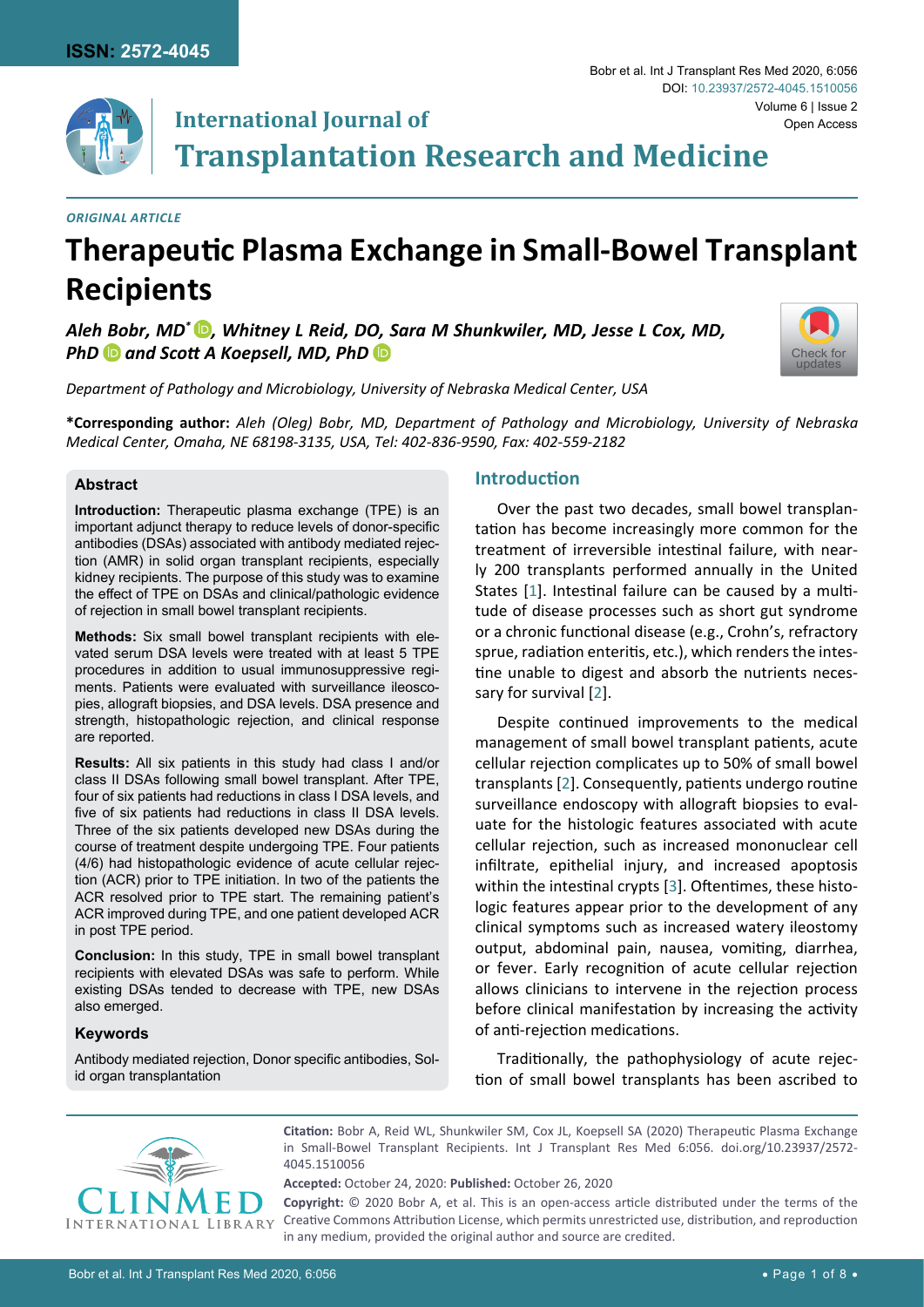ISSN: 2572-4045

Bobr et al. Int J Transplant Res Med 2020, 6:056

DOI: 10.23937/2572-4045.1510056

Volume 6 | Issue 2

Open Access

International Journal of
**Transplantation Research and Medicine**

*ORIGINAL ARTICLE*

# Therapeutic Plasma Exchange in Small-Bowel Transplant Recipients

***Aleh Bobr, MD\*, Whitney L Reid, DO, Sara M Shunkwiler, MD, Jesse L Cox, MD, PhD and Scott A Koepsell, MD, PhD***

*Department of Pathology and Microbiology, University of Nebraska Medical Center, USA*

**\*Corresponding author:** *Aleh (Oleg) Bobr, MD, Department of Pathology and Microbiology, University of Nebraska Medical Center, Omaha, NE 68198-3135, USA, Tel: 402-836-9590, Fax: 402-559-2182*

## Abstract

**Introduction:** Therapeutic plasma exchange (TPE) is an important adjunct therapy to reduce levels of donor-specific antibodies (DSAs) associated with antibody mediated rejection (AMR) in solid organ transplant recipients, especially kidney recipients. The purpose of this study was to examine the effect of TPE on DSAs and clinical/pathologic evidence of rejection in small bowel transplant recipients.

**Methods:** Six small bowel transplant recipients with elevated serum DSA levels were treated with at least 5 TPE procedures in addition to usual immunosuppressive regiments. Patients were evaluated with surveillance ileoscopies, allograft biopsies, and DSA levels. DSA presence and strength, histopathologic rejection, and clinical response are reported.

**Results:** All six patients in this study had class I and/or class II DSAs following small bowel transplant. After TPE, four of six patients had reductions in class I DSA levels, and five of six patients had reductions in class II DSA levels. Three of the six patients developed new DSAs during the course of treatment despite undergoing TPE. Four patients (4/6) had histopathologic evidence of acute cellular rejection (ACR) prior to TPE initiation. In two of the patients the ACR resolved prior to TPE start. The remaining patient's ACR improved during TPE, and one patient developed ACR in post TPE period.

**Conclusion:** In this study, TPE in small bowel transplant recipients with elevated DSAs was safe to perform. While existing DSAs tended to decrease with TPE, new DSAs also emerged.

### Keywords

Antibody mediated rejection, Donor specific antibodies, Solid organ transplantation

## Introduction

Over the past two decades, small bowel transplantation has become increasingly more common for the treatment of irreversible intestinal failure, with nearly 200 transplants performed annually in the United States [1]. Intestinal failure can be caused by a multitude of disease processes such as short gut syndrome or a chronic functional disease (e.g., Crohn's, refractory sprue, radiation enteritis, etc.), which renders the intestine unable to digest and absorb the nutrients necessary for survival [2].

Despite continued improvements to the medical management of small bowel transplant patients, acute cellular rejection complicates up to 50% of small bowel transplants [2]. Consequently, patients undergo routine surveillance endoscopy with allograft biopsies to evaluate for the histologic features associated with acute cellular rejection, such as increased mononuclear cell infiltrate, epithelial injury, and increased apoptosis within the intestinal crypts [3]. Oftentimes, these histologic features appear prior to the development of any clinical symptoms such as increased watery ileostomy output, abdominal pain, nausea, vomiting, diarrhea, or fever. Early recognition of acute cellular rejection allows clinicians to intervene in the rejection process before clinical manifestation by increasing the activity of anti-rejection medications.

Traditionally, the pathophysiology of acute rejection of small bowel transplants has been ascribed to

**Citation:** Bobr A, Reid WL, Shunkwiler SM, Cox JL, Koepsell SA (2020) Therapeutic Plasma Exchange in Small-Bowel Transplant Recipients. Int J Transplant Res Med 6:056. doi.org/10.23937/2572-4045.1510056

**Accepted:** October 24, 2020: **Published:** October 26, 2020

**Copyright:** © 2020 Bobr A, et al. This is an open-access article distributed under the terms of the Creative Commons Attribution License, which permits unrestricted use, distribution, and reproduction in any medium, provided the original author and source are credited.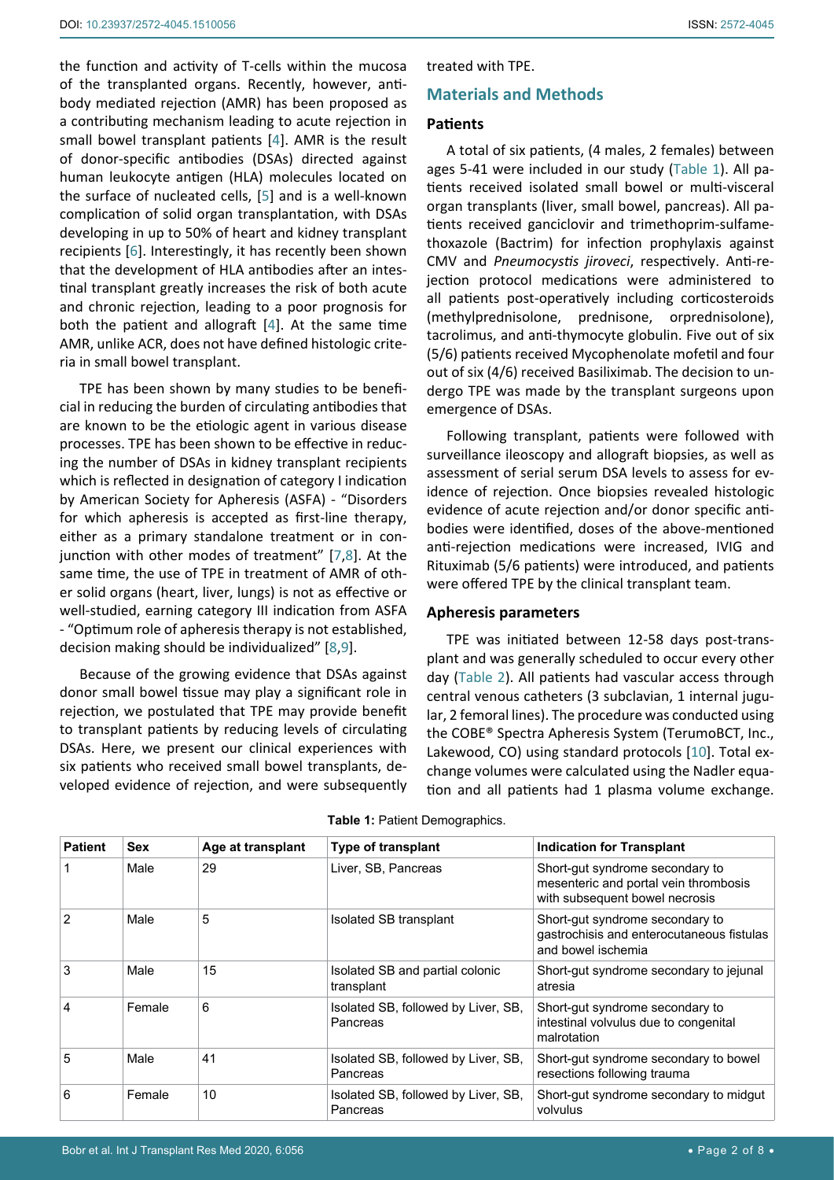the function and activity of T-cells within the mucosa of the transplanted organs. Recently, however, antibody mediated rejection (AMR) has been proposed as a contributing mechanism leading to acute rejection in small bowel transplant patients [4]. AMR is the result of donor-specific antibodies (DSAs) directed against human leukocyte antigen (HLA) molecules located on the surface of nucleated cells, [5] and is a well-known complication of solid organ transplantation, with DSAs developing in up to 50% of heart and kidney transplant recipients [6]. Interestingly, it has recently been shown that the development of HLA antibodies after an intestinal transplant greatly increases the risk of both acute and chronic rejection, leading to a poor prognosis for both the patient and allograft [4]. At the same time AMR, unlike ACR, does not have defined histologic criteria in small bowel transplant.

TPE has been shown by many studies to be beneficial in reducing the burden of circulating antibodies that are known to be the etiologic agent in various disease processes. TPE has been shown to be effective in reducing the number of DSAs in kidney transplant recipients which is reflected in designation of category I indication by American Society for Apheresis (ASFA) - "Disorders for which apheresis is accepted as first-line therapy, either as a primary standalone treatment or in conjunction with other modes of treatment" [7,8]. At the same time, the use of TPE in treatment of AMR of other solid organs (heart, liver, lungs) is not as effective or well-studied, earning category III indication from ASFA - "Optimum role of apheresis therapy is not established, decision making should be individualized" [8,9].

Because of the growing evidence that DSAs against donor small bowel tissue may play a significant role in rejection, we postulated that TPE may provide benefit to transplant patients by reducing levels of circulating DSAs. Here, we present our clinical experiences with six patients who received small bowel transplants, developed evidence of rejection, and were subsequently treated with TPE.

## Materials and Methods

### Patients

A total of six patients, (4 males, 2 females) between ages 5-41 were included in our study (Table 1). All patients received isolated small bowel or multi-visceral organ transplants (liver, small bowel, pancreas). All patients received ganciclovir and trimethoprim-sulfamethoxazole (Bactrim) for infection prophylaxis against CMV and *Pneumocystis jiroveci*, respectively. Anti-rejection protocol medications were administered to all patients post-operatively including corticosteroids (methylprednisolone, prednisone, orprednisolone), tacrolimus, and anti-thymocyte globulin. Five out of six (5/6) patients received Mycophenolate mofetil and four out of six (4/6) received Basiliximab. The decision to undergo TPE was made by the transplant surgeons upon emergence of DSAs.

Following transplant, patients were followed with surveillance ileoscopy and allograft biopsies, as well as assessment of serial serum DSA levels to assess for evidence of rejection. Once biopsies revealed histologic evidence of acute rejection and/or donor specific antibodies were identified, doses of the above-mentioned anti-rejection medications were increased, IVIG and Rituximab (5/6 patients) were introduced, and patients were offered TPE by the clinical transplant team.

### Apheresis parameters

TPE was initiated between 12-58 days post-transplant and was generally scheduled to occur every other day (Table 2). All patients had vascular access through central venous catheters (3 subclavian, 1 internal jugular, 2 femoral lines). The procedure was conducted using the COBE® Spectra Apheresis System (TerumoBCT, Inc., Lakewood, CO) using standard protocols [10]. Total exchange volumes were calculated using the Nadler equation and all patients had 1 plasma volume exchange.

**Table 1:** Patient Demographics.

| Patient | Sex | Age at transplant | Type of transplant | Indication for Transplant |
|---|---|---|---|---|
| 1 | Male | 29 | Liver, SB, Pancreas | Short-gut syndrome secondary to mesenteric and portal vein thrombosis with subsequent bowel necrosis |
| 2 | Male | 5 | Isolated SB transplant | Short-gut syndrome secondary to gastrochisis and enterocutaneous fistulas and bowel ischemia |
| 3 | Male | 15 | Isolated SB and partial colonic transplant | Short-gut syndrome secondary to jejunal atresia |
| 4 | Female | 6 | Isolated SB, followed by Liver, SB, Pancreas | Short-gut syndrome secondary to intestinal volvulus due to congenital malrotation |
| 5 | Male | 41 | Isolated SB, followed by Liver, SB, Pancreas | Short-gut syndrome secondary to bowel resections following trauma |
| 6 | Female | 10 | Isolated SB, followed by Liver, SB, Pancreas | Short-gut syndrome secondary to midgut volvulus |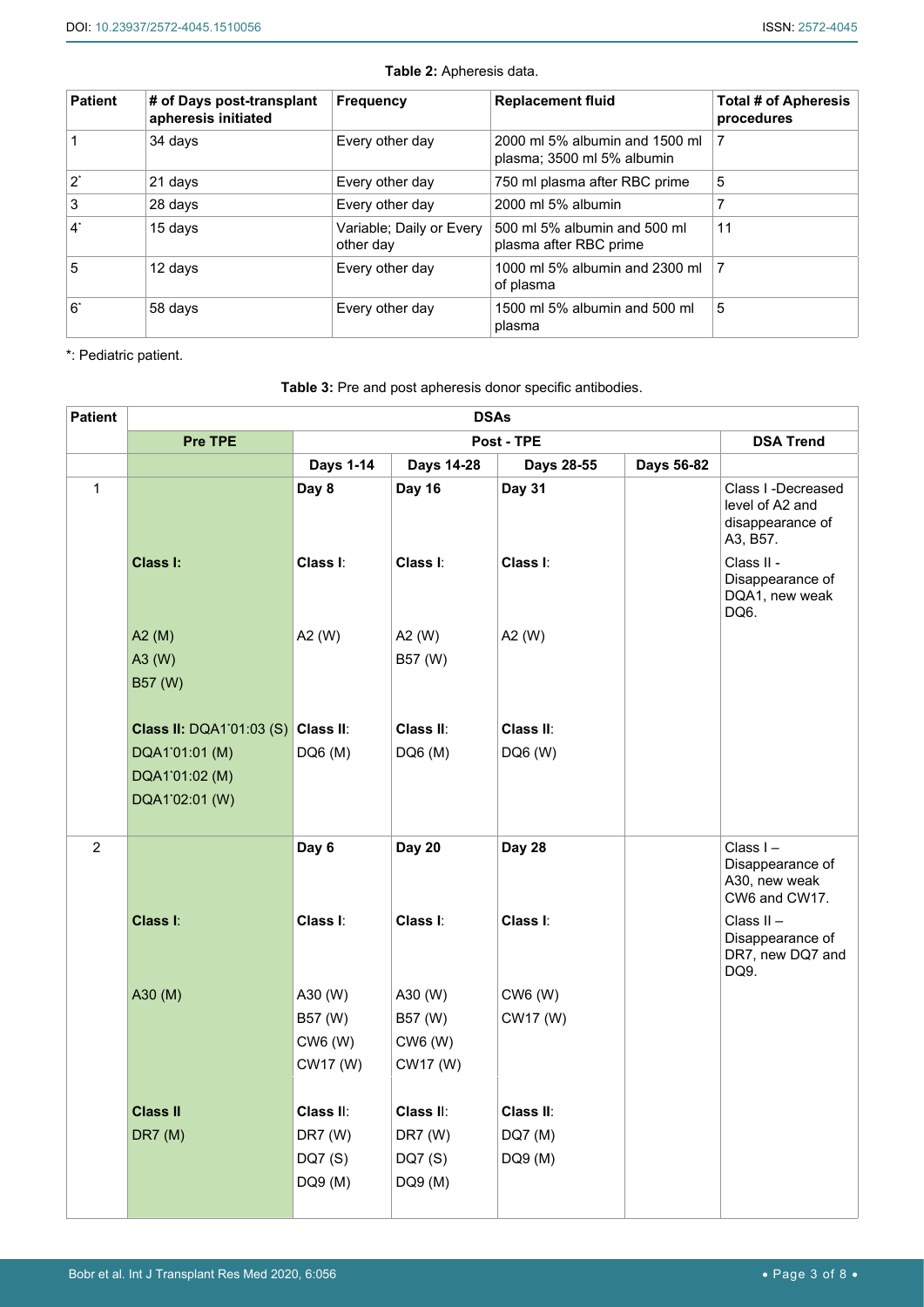**Table 2:** Apheresis data.

| Patient | # of Days post-transplant apheresis initiated | Frequency | Replacement fluid | Total # of Apheresis procedures |
|---|---|---|---|---|
| 1 | 34 days | Every other day | 2000 ml 5% albumin and 1500 ml plasma; 3500 ml 5% albumin | 7 |
| 2* | 21 days | Every other day | 750 ml plasma after RBC prime | 5 |
| 3 | 28 days | Every other day | 2000 ml 5% albumin | 7 |
| 4* | 15 days | Variable; Daily or Every other day | 500 ml 5% albumin and 500 ml plasma after RBC prime | 11 |
| 5 | 12 days | Every other day | 1000 ml 5% albumin and 2300 ml of plasma | 7 |
| 6* | 58 days | Every other day | 1500 ml 5% albumin and 500 ml plasma | 5 |

*: Pediatric patient.

**Table 3:** Pre and post apheresis donor specific antibodies.

| Patient | DSAs | | | | | |
|---|---|---|---|---|---|---|
| | Pre TPE | Post - TPE | | | | DSA Trend |
| | | Days 1-14 | Days 14-28 | Days 28-55 | Days 56-82 | |
| 1 | | **Day 8** | **Day 16** | **Day 31** | | Class I -Decreased level of A2 and disappearance of A3, B57. |
| | **Class I:** | **Class I**: | **Class I**: | **Class I**: | | Class II - Disappearance of DQA1, new weak DQ6. |
| | A2 (M) | A2 (W) | A2 (W) | A2 (W) | | |
| | A3 (W) | | B57 (W) | | | |
| | B57 (W) | | | | | |
| | **Class II:** DQA1*01:03 (S) | **Class II**: | **Class II**: | **Class II**: | | |
| | DQA1*01:01 (M) | DQ6 (M) | DQ6 (M) | DQ6 (W) | | |
| | DQA1*01:02 (M) | | | | | |
| | DQA1*02:01 (W) | | | | | |
| 2 | | **Day 6** | **Day 20** | **Day 28** | | Class I – Disappearance of A30, new weak CW6 and CW17. |
| | **Class I**: | **Class I**: | **Class I**: | **Class I**: | | Class II – Disappearance of DR7, new DQ7 and DQ9. |
| | A30 (M) | A30 (W) | A30 (W) | CW6 (W) | | |
| | | B57 (W) | B57 (W) | CW17 (W) | | |
| | | CW6 (W) | CW6 (W) | | | |
| | | CW17 (W) | CW17 (W) | | | |
| | **Class II** | **Class II**: | **Class II**: | **Class II**: | | |
| | DR7 (M) | DR7 (W) | DR7 (W) | DQ7 (M) | | |
| | | DQ7 (S) | DQ7 (S) | DQ9 (M) | | |
| | | DQ9 (M) | DQ9 (M) | | | |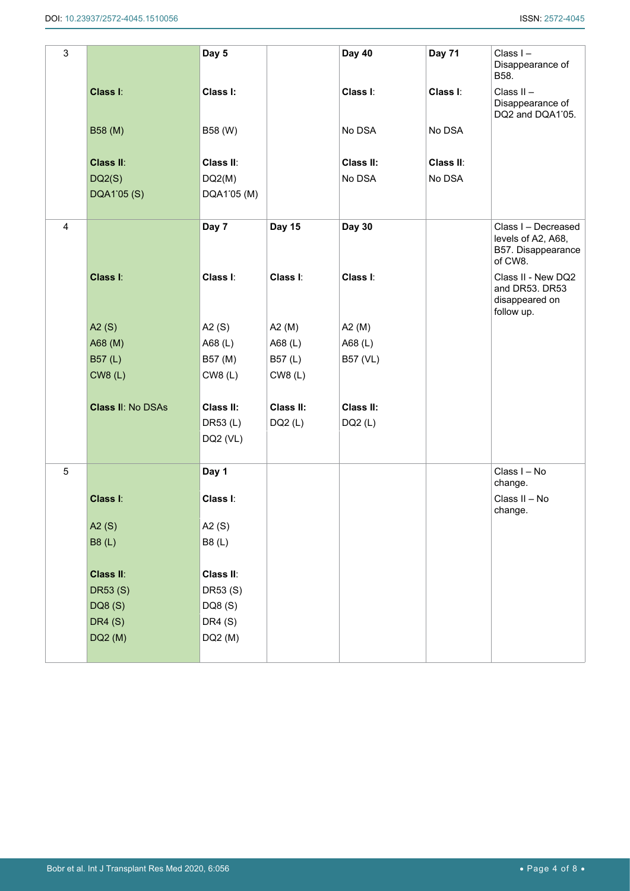| 3 | | Day 5 | | Day 40 | Day 71 | Class I – Disappearance of B58. |
|---|---|---|---|---|---|---|
| | **Class I**: | **Class I:** | | **Class I**: | **Class I**: | Class II – Disappearance of DQ2 and DQA1΄05. |
| | B58 (M) | B58 (W) | | No DSA | No DSA | |
| | **Class II**: | **Class II**: | | **Class II:** | **Class II**: | |
| | DQ2(S) | DQ2(M) | | No DSA | No DSA | |
| | DQA1΄05 (S) | DQA1΄05 (M) | | | | |
| 4 | | Day 7 | Day 15 | Day 30 | | Class I – Decreased levels of A2, A68, B57. Disappearance of CW8. |
| | **Class I**: | **Class I**: | **Class I**: | **Class I**: | | Class II - New DQ2 and DR53. DR53 disappeared on follow up. |
| | A2 (S) | A2 (S) | A2 (M) | A2 (M) | | |
| | A68 (M) | A68 (L) | A68 (L) | A68 (L) | | |
| | B57 (L) | B57 (M) | B57 (L) | B57 (VL) | | |
| | CW8 (L) | CW8 (L) | CW8 (L) | | | |
| | **Class II**: No DSAs | **Class II:** | **Class II:** | **Class II:** | | |
| | | DR53 (L) | DQ2 (L) | DQ2 (L) | | |
| | | DQ2 (VL) | | | | |
| 5 | | Day 1 | | | | Class I – No change. |
| | **Class I**: | **Class I**: | | | | Class II – No change. |
| | A2 (S) | A2 (S) | | | | |
| | B8 (L) | B8 (L) | | | | |
| | **Class II**: | **Class II**: | | | | |
| | DR53 (S) | DR53 (S) | | | | |
| | DQ8 (S) | DQ8 (S) | | | | |
| | DR4 (S) | DR4 (S) | | | | |
| | DQ2 (M) | DQ2 (M) | | | | |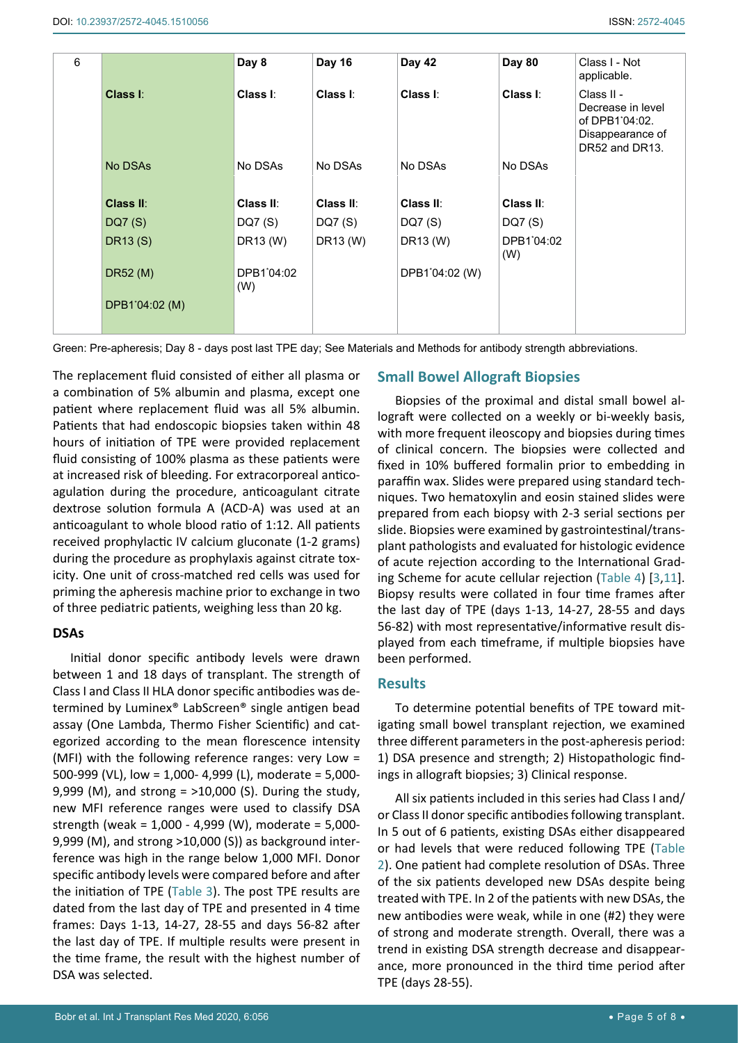| 6 | | Day 8 | Day 16 | Day 42 | Day 80 | Class I - Not applicable. |
|---|---|---|---|---|---|---|
| | **Class I**: | **Class I**: | **Class I**: | **Class I**: | **Class I**: | Class II - Decrease in level of DPB1*04:02. Disappearance of DR52 and DR13. |
| | No DSAs | No DSAs | No DSAs | No DSAs | No DSAs | |
| | **Class II**: | **Class II**: | **Class II**: | **Class II**: | **Class II**: | |
| | DQ7 (S) | DQ7 (S) | DQ7 (S) | DQ7 (S) | DQ7 (S) | |
| | DR13 (S) | DR13 (W) | DR13 (W) | DR13 (W) | DPB1*04:02 (W) | |
| | DR52 (M) | DPB1*04:02 (W) | | DPB1*04:02 (W) | | |
| | DPB1*04:02 (M) | | | | | |

Green: Pre-apheresis; Day 8 - days post last TPE day; See Materials and Methods for antibody strength abbreviations.

The replacement fluid consisted of either all plasma or a combination of 5% albumin and plasma, except one patient where replacement fluid was all 5% albumin. Patients that had endoscopic biopsies taken within 48 hours of initiation of TPE were provided replacement fluid consisting of 100% plasma as these patients were at increased risk of bleeding. For extracorporeal anticoagulation during the procedure, anticoagulant citrate dextrose solution formula A (ACD-A) was used at an anticoagulant to whole blood ratio of 1:12. All patients received prophylactic IV calcium gluconate (1-2 grams) during the procedure as prophylaxis against citrate toxicity. One unit of cross-matched red cells was used for priming the apheresis machine prior to exchange in two of three pediatric patients, weighing less than 20 kg.

### DSAs

Initial donor specific antibody levels were drawn between 1 and 18 days of transplant. The strength of Class I and Class II HLA donor specific antibodies was determined by Luminex® LabScreen® single antigen bead assay (One Lambda, Thermo Fisher Scientific) and categorized according to the mean florescence intensity (MFI) with the following reference ranges: very Low = 500-999 (VL), low = 1,000- 4,999 (L), moderate = 5,000-9,999 (M), and strong = >10,000 (S). During the study, new MFI reference ranges were used to classify DSA strength (weak = 1,000 - 4,999 (W), moderate = 5,000-9,999 (M), and strong >10,000 (S)) as background interference was high in the range below 1,000 MFI. Donor specific antibody levels were compared before and after the initiation of TPE (Table 3). The post TPE results are dated from the last day of TPE and presented in 4 time frames: Days 1-13, 14-27, 28-55 and days 56-82 after the last day of TPE. If multiple results were present in the time frame, the result with the highest number of DSA was selected.

## Small Bowel Allograft Biopsies

Biopsies of the proximal and distal small bowel allograft were collected on a weekly or bi-weekly basis, with more frequent ileoscopy and biopsies during times of clinical concern. The biopsies were collected and fixed in 10% buffered formalin prior to embedding in paraffin wax. Slides were prepared using standard techniques. Two hematoxylin and eosin stained slides were prepared from each biopsy with 2-3 serial sections per slide. Biopsies were examined by gastrointestinal/transplant pathologists and evaluated for histologic evidence of acute rejection according to the International Grading Scheme for acute cellular rejection (Table 4) [3,11]. Biopsy results were collated in four time frames after the last day of TPE (days 1-13, 14-27, 28-55 and days 56-82) with most representative/informative result displayed from each timeframe, if multiple biopsies have been performed.

## Results

To determine potential benefits of TPE toward mitigating small bowel transplant rejection, we examined three different parameters in the post-apheresis period: 1) DSA presence and strength; 2) Histopathologic findings in allograft biopsies; 3) Clinical response.

All six patients included in this series had Class I and/or Class II donor specific antibodies following transplant. In 5 out of 6 patients, existing DSAs either disappeared or had levels that were reduced following TPE (Table 2). One patient had complete resolution of DSAs. Three of the six patients developed new DSAs despite being treated with TPE. In 2 of the patients with new DSAs, the new antibodies were weak, while in one (#2) they were of strong and moderate strength. Overall, there was a trend in existing DSA strength decrease and disappearance, more pronounced in the third time period after TPE (days 28-55).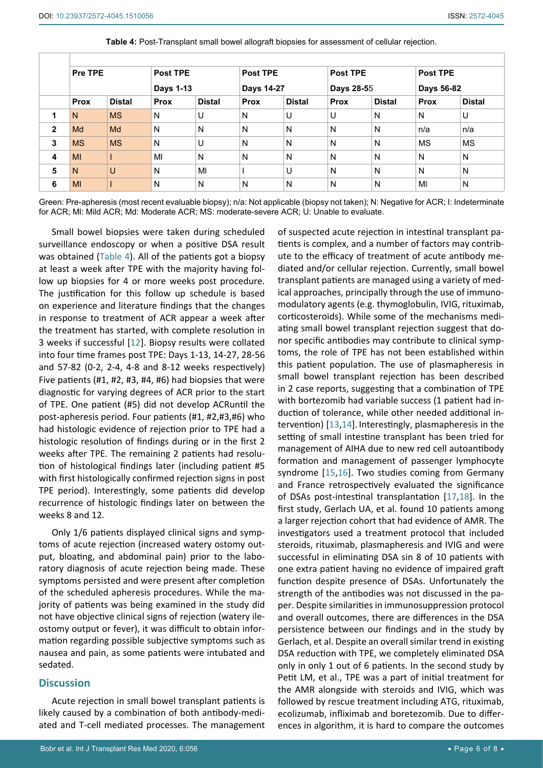**Table 4:** Post-Transplant small bowel allograft biopsies for assessment of cellular rejection.

| | Pre TPE | | Post TPE Days 1-13 | | Post TPE Days 14-27 | | Post TPE Days 28-55 | | Post TPE Days 56-82 | |
|---|---|---|---|---|---|---|---|---|---|---|
| | Prox | Distal | Prox | Distal | Prox | Distal | Prox | Distal | Prox | Distal |
| 1 | N | MS | N | U | N | U | U | N | N | U |
| 2 | Md | Md | N | N | N | N | N | N | n/a | n/a |
| 3 | MS | MS | N | U | N | N | N | N | MS | MS |
| 4 | MI | I | MI | N | N | N | N | N | N | N |
| 5 | N | U | N | MI | I | U | N | N | N | N |
| 6 | MI | I | N | N | N | N | N | N | MI | N |

Green: Pre-apheresis (most recent evaluable biopsy); n/a: Not applicable (biopsy not taken); N: Negative for ACR; I: Indeterminate for ACR; MI: Mild ACR; Md: Moderate ACR; MS: moderate-severe ACR; U: Unable to evaluate.

Small bowel biopsies were taken during scheduled surveillance endoscopy or when a positive DSA result was obtained (Table 4). All of the patients got a biopsy at least a week after TPE with the majority having follow up biopsies for 4 or more weeks post procedure. The justification for this follow up schedule is based on experience and literature findings that the changes in response to treatment of ACR appear a week after the treatment has started, with complete resolution in 3 weeks if successful [12]. Biopsy results were collated into four time frames post TPE: Days 1-13, 14-27, 28-56 and 57-82 (0-2, 2-4, 4-8 and 8-12 weeks respectively) Five patients (#1, #2, #3, #4, #6) had biopsies that were diagnostic for varying degrees of ACR prior to the start of TPE. One patient (#5) did not develop ACRuntil the post-apheresis period. Four patients (#1, #2,#3,#6) who had histologic evidence of rejection prior to TPE had a histologic resolution of findings during or in the first 2 weeks after TPE. The remaining 2 patients had resolution of histological findings later (including patient #5 with first histologically confirmed rejection signs in post TPE period). Interestingly, some patients did develop recurrence of histologic findings later on between the weeks 8 and 12.

Only 1/6 patients displayed clinical signs and symptoms of acute rejection (increased watery ostomy output, bloating, and abdominal pain) prior to the laboratory diagnosis of acute rejection being made. These symptoms persisted and were present after completion of the scheduled apheresis procedures. While the majority of patients was being examined in the study did not have objective clinical signs of rejection (watery ileostomy output or fever), it was difficult to obtain information regarding possible subjective symptoms such as nausea and pain, as some patients were intubated and sedated.

## Discussion

Acute rejection in small bowel transplant patients is likely caused by a combination of both antibody-mediated and T-cell mediated processes. The management of suspected acute rejection in intestinal transplant patients is complex, and a number of factors may contribute to the efficacy of treatment of acute antibody mediated and/or cellular rejection. Currently, small bowel transplant patients are managed using a variety of medical approaches, principally through the use of immunomodulatory agents (e.g. thymoglobulin, IVIG, rituximab, corticosteroids). While some of the mechanisms mediating small bowel transplant rejection suggest that donor specific antibodies may contribute to clinical symptoms, the role of TPE has not been established within this patient population. The use of plasmapheresis in small bowel transplant rejection has been described in 2 case reports, suggesting that a combination of TPE with bortezomib had variable success (1 patient had induction of tolerance, while other needed additional intervention) [13,14]. Interestingly, plasmapheresis in the setting of small intestine transplant has been tried for management of AIHA due to new red cell autoantibody formation and management of passenger lymphocyte syndrome [15,16]. Two studies coming from Germany and France retrospectively evaluated the significance of DSAs post-intestinal transplantation [17,18]. In the first study, Gerlach UA, et al. found 10 patients among a larger rejection cohort that had evidence of AMR. The investigators used a treatment protocol that included steroids, rituximab, plasmapheresis and IVIG and were successful in eliminating DSA sin 8 of 10 patients with one extra patient having no evidence of impaired graft function despite presence of DSAs. Unfortunately the strength of the antibodies was not discussed in the paper. Despite similarities in immunosuppression protocol and overall outcomes, there are differences in the DSA persistence between our findings and in the study by Gerlach, et al. Despite an overall similar trend in existing DSA reduction with TPE, we completely eliminated DSA only in only 1 out of 6 patients. In the second study by Petit LM, et al., TPE was a part of initial treatment for the AMR alongside with steroids and IVIG, which was followed by rescue treatment including ATG, rituximab, ecolizumab, infliximab and boretezomib. Due to differences in algorithm, it is hard to compare the outcomes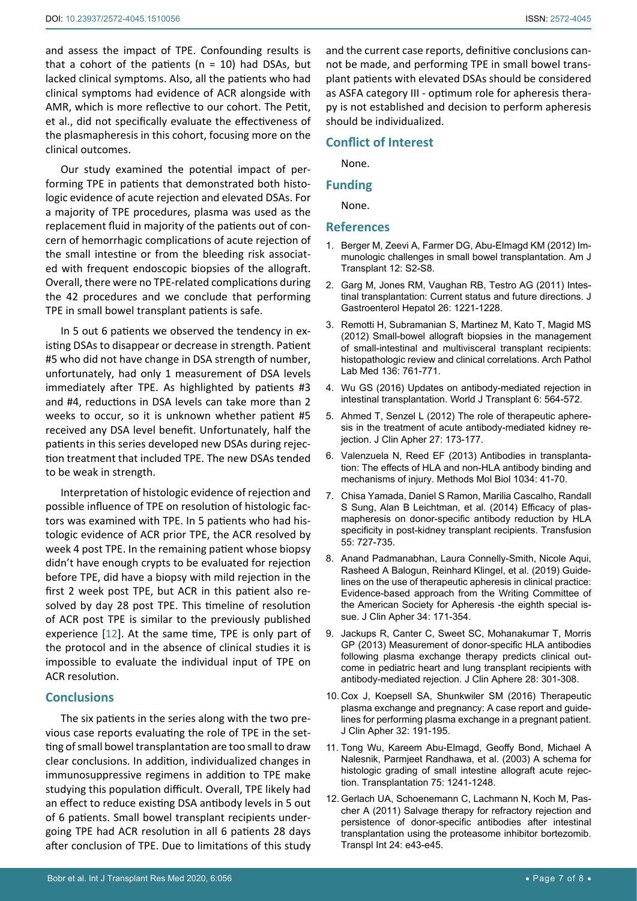and assess the impact of TPE. Confounding results is that a cohort of the patients (n = 10) had DSAs, but lacked clinical symptoms. Also, all the patients who had clinical symptoms had evidence of ACR alongside with AMR, which is more reflective to our cohort. The Petit, et al., did not specifically evaluate the effectiveness of the plasmapheresis in this cohort, focusing more on the clinical outcomes.

Our study examined the potential impact of performing TPE in patients that demonstrated both histologic evidence of acute rejection and elevated DSAs. For a majority of TPE procedures, plasma was used as the replacement fluid in majority of the patients out of concern of hemorrhagic complications of acute rejection of the small intestine or from the bleeding risk associated with frequent endoscopic biopsies of the allograft. Overall, there were no TPE-related complications during the 42 procedures and we conclude that performing TPE in small bowel transplant patients is safe.

In 5 out 6 patients we observed the tendency in existing DSAs to disappear or decrease in strength. Patient #5 who did not have change in DSA strength of number, unfortunately, had only 1 measurement of DSA levels immediately after TPE. As highlighted by patients #3 and #4, reductions in DSA levels can take more than 2 weeks to occur, so it is unknown whether patient #5 received any DSA level benefit. Unfortunately, half the patients in this series developed new DSAs during rejection treatment that included TPE. The new DSAs tended to be weak in strength.

Interpretation of histologic evidence of rejection and possible influence of TPE on resolution of histologic factors was examined with TPE. In 5 patients who had histologic evidence of ACR prior TPE, the ACR resolved by week 4 post TPE. In the remaining patient whose biopsy didn't have enough crypts to be evaluated for rejection before TPE, did have a biopsy with mild rejection in the first 2 week post TPE, but ACR in this patient also resolved by day 28 post TPE. This timeline of resolution of ACR post TPE is similar to the previously published experience [12]. At the same time, TPE is only part of the protocol and in the absence of clinical studies it is impossible to evaluate the individual input of TPE on ACR resolution.

## Conclusions

The six patients in the series along with the two previous case reports evaluating the role of TPE in the setting of small bowel transplantation are too small to draw clear conclusions. In addition, individualized changes in immunosuppressive regimens in addition to TPE make studying this population difficult. Overall, TPE likely had an effect to reduce existing DSA antibody levels in 5 out of 6 patients. Small bowel transplant recipients undergoing TPE had ACR resolution in all 6 patients 28 days after conclusion of TPE. Due to limitations of this study and the current case reports, definitive conclusions cannot be made, and performing TPE in small bowel transplant patients with elevated DSAs should be considered as ASFA category III - optimum role for apheresis therapy is not established and decision to perform apheresis should be individualized.

## Conflict of Interest

None.

## Funding

None.

## References

1. Berger M, Zeevi A, Farmer DG, Abu-Elmagd KM (2012) Immunologic challenges in small bowel transplantation. Am J Transplant 12: S2-S8.
2. Garg M, Jones RM, Vaughan RB, Testro AG (2011) Intestinal transplantation: Current status and future directions. J Gastroenterol Hepatol 26: 1221-1228.
3. Remotti H, Subramanian S, Martinez M, Kato T, Magid MS (2012) Small-bowel allograft biopsies in the management of small-intestinal and multivisceral transplant recipients: histopathologic review and clinical correlations. Arch Pathol Lab Med 136: 761-771.
4. Wu GS (2016) Updates on antibody-mediated rejection in intestinal transplantation. World J Transplant 6: 564-572.
5. Ahmed T, Senzel L (2012) The role of therapeutic apheresis in the treatment of acute antibody-mediated kidney rejection. J Clin Apher 27: 173-177.
6. Valenzuela N, Reed EF (2013) Antibodies in transplantation: The effects of HLA and non-HLA antibody binding and mechanisms of injury. Methods Mol Biol 1034: 41-70.
7. Chisa Yamada, Daniel S Ramon, Marilia Cascalho, Randall S Sung, Alan B Leichtman, et al. (2014) Efficacy of plasmapheresis on donor-specific antibody reduction by HLA specificity in post-kidney transplant recipients. Transfusion 55: 727-735.
8. Anand Padmanabhan, Laura Connelly-Smith, Nicole Aqui, Rasheed A Balogun, Reinhard Klingel, et al. (2019) Guidelines on the use of therapeutic apheresis in clinical practice: Evidence-based approach from the Writing Committee of the American Society for Apheresis -the eighth special issue. J Clin Apher 34: 171-354.
9. Jackups R, Canter C, Sweet SC, Mohanakumar T, Morris GP (2013) Measurement of donor-specific HLA antibodies following plasma exchange therapy predicts clinical outcome in pediatric heart and lung transplant recipients with antibody-mediated rejection. J Clin Aphere 28: 301-308.
10. Cox J, Koepsell SA, Shunkwiler SM (2016) Therapeutic plasma exchange and pregnancy: A case report and guidelines for performing plasma exchange in a pregnant patient. J Clin Apher 32: 191-195.
11. Tong Wu, Kareem Abu-Elmagd, Geoffy Bond, Michael A Nalesnik, Parmjeet Randhawa, et al. (2003) A schema for histologic grading of small intestine allograft acute rejection. Transplantation 75: 1241-1248.
12. Gerlach UA, Schoenemann C, Lachmann N, Koch M, Pascher A (2011) Salvage therapy for refractory rejection and persistence of donor-specific antibodies after intestinal transplantation using the proteasome inhibitor bortezomib. Transpl Int 24: e43-e45.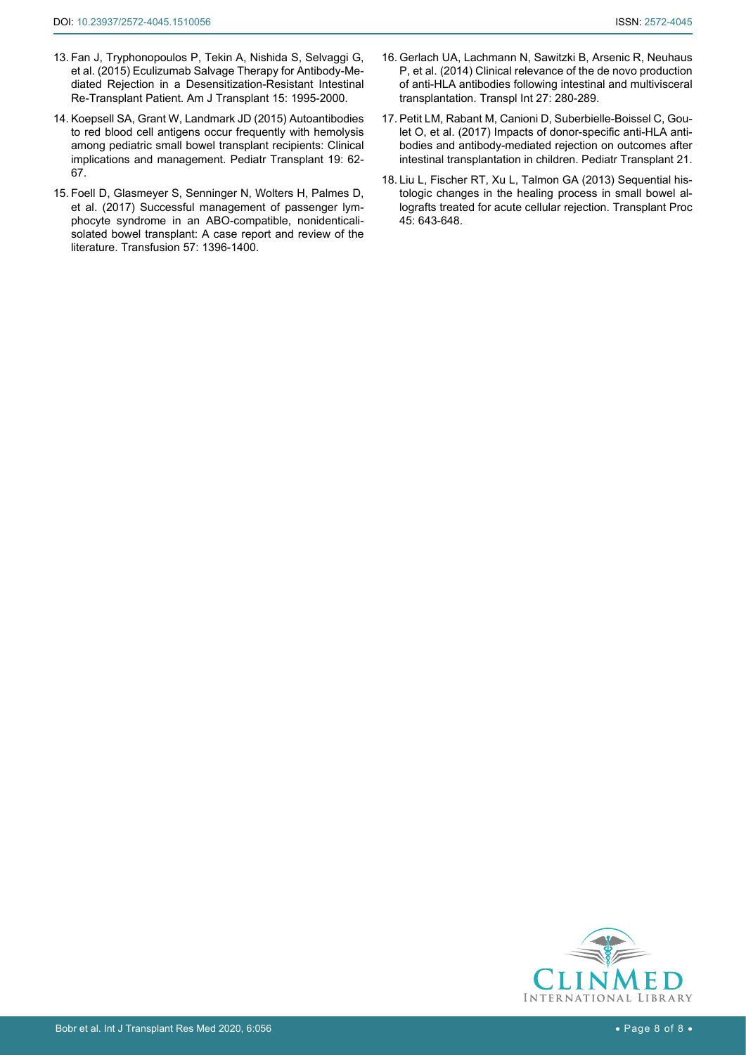13. Fan J, Tryphonopoulos P, Tekin A, Nishida S, Selvaggi G, et al. (2015) Eculizumab Salvage Therapy for Antibody-Mediated Rejection in a Desensitization-Resistant Intestinal Re-Transplant Patient. Am J Transplant 15: 1995-2000.

14. Koepsell SA, Grant W, Landmark JD (2015) Autoantibodies to red blood cell antigens occur frequently with hemolysis among pediatric small bowel transplant recipients: Clinical implications and management. Pediatr Transplant 19: 62-67.

15. Foell D, Glasmeyer S, Senninger N, Wolters H, Palmes D, et al. (2017) Successful management of passenger lymphocyte syndrome in an ABO-compatible, nonidenticalisolated bowel transplant: A case report and review of the literature. Transfusion 57: 1396-1400.

16. Gerlach UA, Lachmann N, Sawitzki B, Arsenic R, Neuhaus P, et al. (2014) Clinical relevance of the de novo production of anti-HLA antibodies following intestinal and multivisceral transplantation. Transpl Int 27: 280-289.

17. Petit LM, Rabant M, Canioni D, Suberbielle-Boissel C, Goulet O, et al. (2017) Impacts of donor-specific anti-HLA antibodies and antibody-mediated rejection on outcomes after intestinal transplantation in children. Pediatr Transplant 21.

18. Liu L, Fischer RT, Xu L, Talmon GA (2013) Sequential histologic changes in the healing process in small bowel allografts treated for acute cellular rejection. Transplant Proc 45: 643-648.